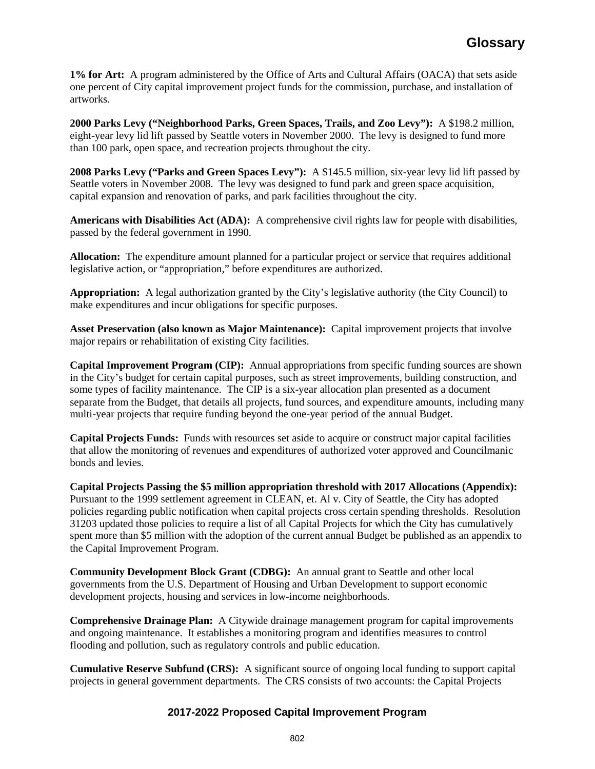# Glossary

**1% for Art:** A program administered by the Office of Arts and Cultural Affairs (OACA) that sets aside one percent of City capital improvement project funds for the commission, purchase, and installation of artworks.

**2000 Parks Levy ("Neighborhood Parks, Green Spaces, Trails, and Zoo Levy"):** A $198.2 million, eight-year levy lid lift passed by Seattle voters in November 2000. The levy is designed to fund more than 100 park, open space, and recreation projects throughout the city.

**2008 Parks Levy ("Parks and Green Spaces Levy"):** A $145.5 million, six-year levy lid lift passed by Seattle voters in November 2008. The levy was designed to fund park and green space acquisition, capital expansion and renovation of parks, and park facilities throughout the city.

**Americans with Disabilities Act (ADA):** A comprehensive civil rights law for people with disabilities, passed by the federal government in 1990.

**Allocation:** The expenditure amount planned for a particular project or service that requires additional legislative action, or "appropriation," before expenditures are authorized.

**Appropriation:** A legal authorization granted by the City's legislative authority (the City Council) to make expenditures and incur obligations for specific purposes.

**Asset Preservation (also known as Major Maintenance):** Capital improvement projects that involve major repairs or rehabilitation of existing City facilities.

**Capital Improvement Program (CIP):** Annual appropriations from specific funding sources are shown in the City's budget for certain capital purposes, such as street improvements, building construction, and some types of facility maintenance. The CIP is a six-year allocation plan presented as a document separate from the Budget, that details all projects, fund sources, and expenditure amounts, including many multi-year projects that require funding beyond the one-year period of the annual Budget.

**Capital Projects Funds:** Funds with resources set aside to acquire or construct major capital facilities that allow the monitoring of revenues and expenditures of authorized voter approved and Councilmanic bonds and levies.

**Capital Projects Passing the $5 million appropriation threshold with 2017 Allocations (Appendix):** Pursuant to the 1999 settlement agreement in CLEAN, et. Al v. City of Seattle, the City has adopted policies regarding public notification when capital projects cross certain spending thresholds. Resolution 31203 updated those policies to require a list of all Capital Projects for which the City has cumulatively spent more than $5 million with the adoption of the current annual Budget be published as an appendix to the Capital Improvement Program.

**Community Development Block Grant (CDBG):** An annual grant to Seattle and other local governments from the U.S. Department of Housing and Urban Development to support economic development projects, housing and services in low-income neighborhoods.

**Comprehensive Drainage Plan:** A Citywide drainage management program for capital improvements and ongoing maintenance. It establishes a monitoring program and identifies measures to control flooding and pollution, such as regulatory controls and public education.

**Cumulative Reserve Subfund (CRS):** A significant source of ongoing local funding to support capital projects in general government departments. The CRS consists of two accounts: the Capital Projects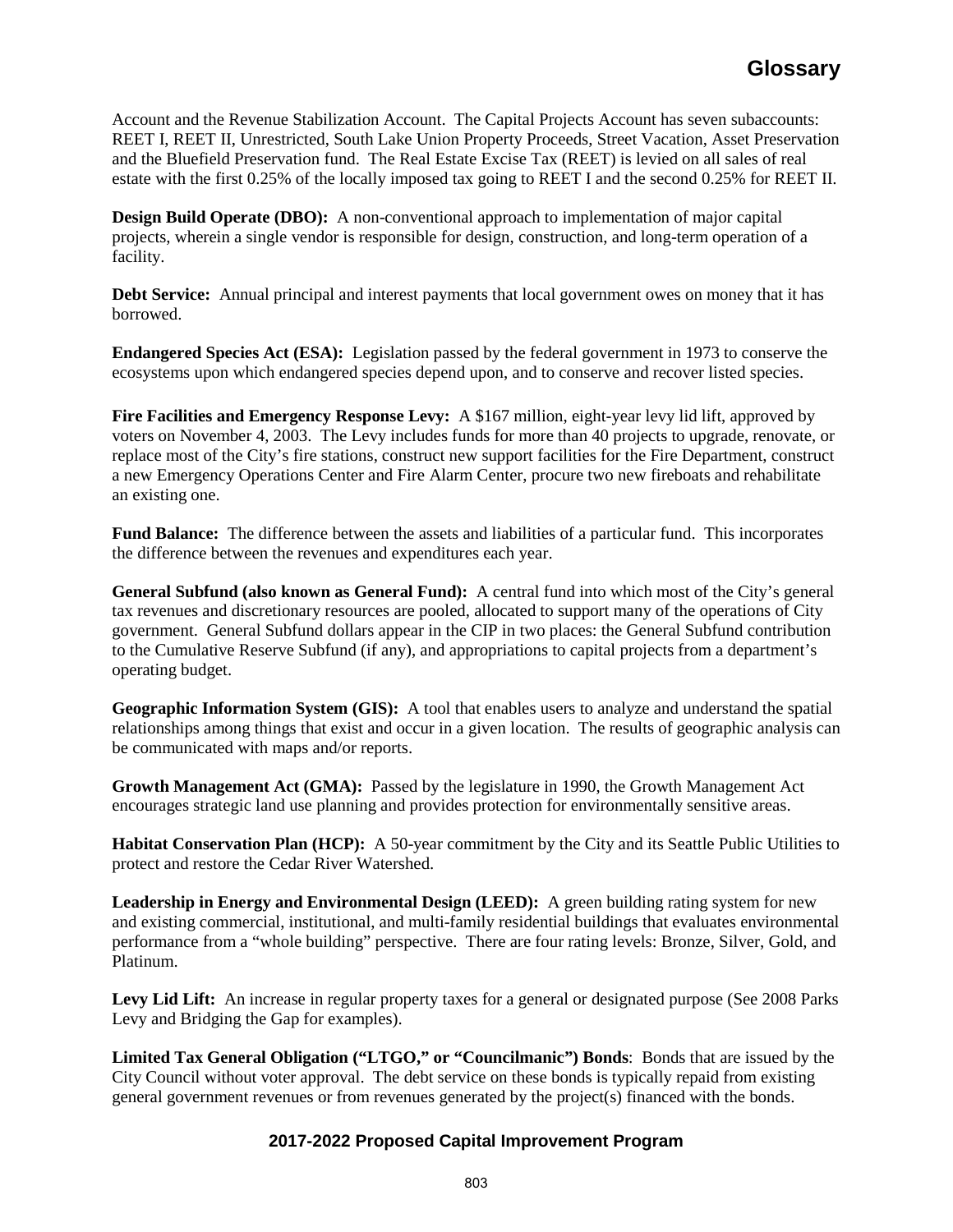Account and the Revenue Stabilization Account. The Capital Projects Account has seven subaccounts: REET I, REET II, Unrestricted, South Lake Union Property Proceeds, Street Vacation, Asset Preservation and the Bluefield Preservation fund. The Real Estate Excise Tax (REET) is levied on all sales of real estate with the first 0.25% of the locally imposed tax going to REET I and the second 0.25% for REET II.

**Design Build Operate (DBO):** A non-conventional approach to implementation of major capital projects, wherein a single vendor is responsible for design, construction, and long-term operation of a facility.

**Debt Service:** Annual principal and interest payments that local government owes on money that it has borrowed.

**Endangered Species Act (ESA):** Legislation passed by the federal government in 1973 to conserve the ecosystems upon which endangered species depend upon, and to conserve and recover listed species.

**Fire Facilities and Emergency Response Levy:** A $167 million, eight-year levy lid lift, approved by voters on November 4, 2003. The Levy includes funds for more than 40 projects to upgrade, renovate, or replace most of the City's fire stations, construct new support facilities for the Fire Department, construct a new Emergency Operations Center and Fire Alarm Center, procure two new fireboats and rehabilitate an existing one.

**Fund Balance:** The difference between the assets and liabilities of a particular fund. This incorporates the difference between the revenues and expenditures each year.

**General Subfund (also known as General Fund):** A central fund into which most of the City's general tax revenues and discretionary resources are pooled, allocated to support many of the operations of City government. General Subfund dollars appear in the CIP in two places: the General Subfund contribution to the Cumulative Reserve Subfund (if any), and appropriations to capital projects from a department's operating budget.

**Geographic Information System (GIS):** A tool that enables users to analyze and understand the spatial relationships among things that exist and occur in a given location. The results of geographic analysis can be communicated with maps and/or reports.

**Growth Management Act (GMA):** Passed by the legislature in 1990, the Growth Management Act encourages strategic land use planning and provides protection for environmentally sensitive areas.

**Habitat Conservation Plan (HCP):** A 50-year commitment by the City and its Seattle Public Utilities to protect and restore the Cedar River Watershed.

**Leadership in Energy and Environmental Design (LEED):** A green building rating system for new and existing commercial, institutional, and multi-family residential buildings that evaluates environmental performance from a "whole building" perspective. There are four rating levels: Bronze, Silver, Gold, and Platinum.

**Levy Lid Lift:** An increase in regular property taxes for a general or designated purpose (See 2008 Parks Levy and Bridging the Gap for examples).

**Limited Tax General Obligation ("LTGO," or "Councilmanic") Bonds**: Bonds that are issued by the City Council without voter approval. The debt service on these bonds is typically repaid from existing general government revenues or from revenues generated by the project(s) financed with the bonds.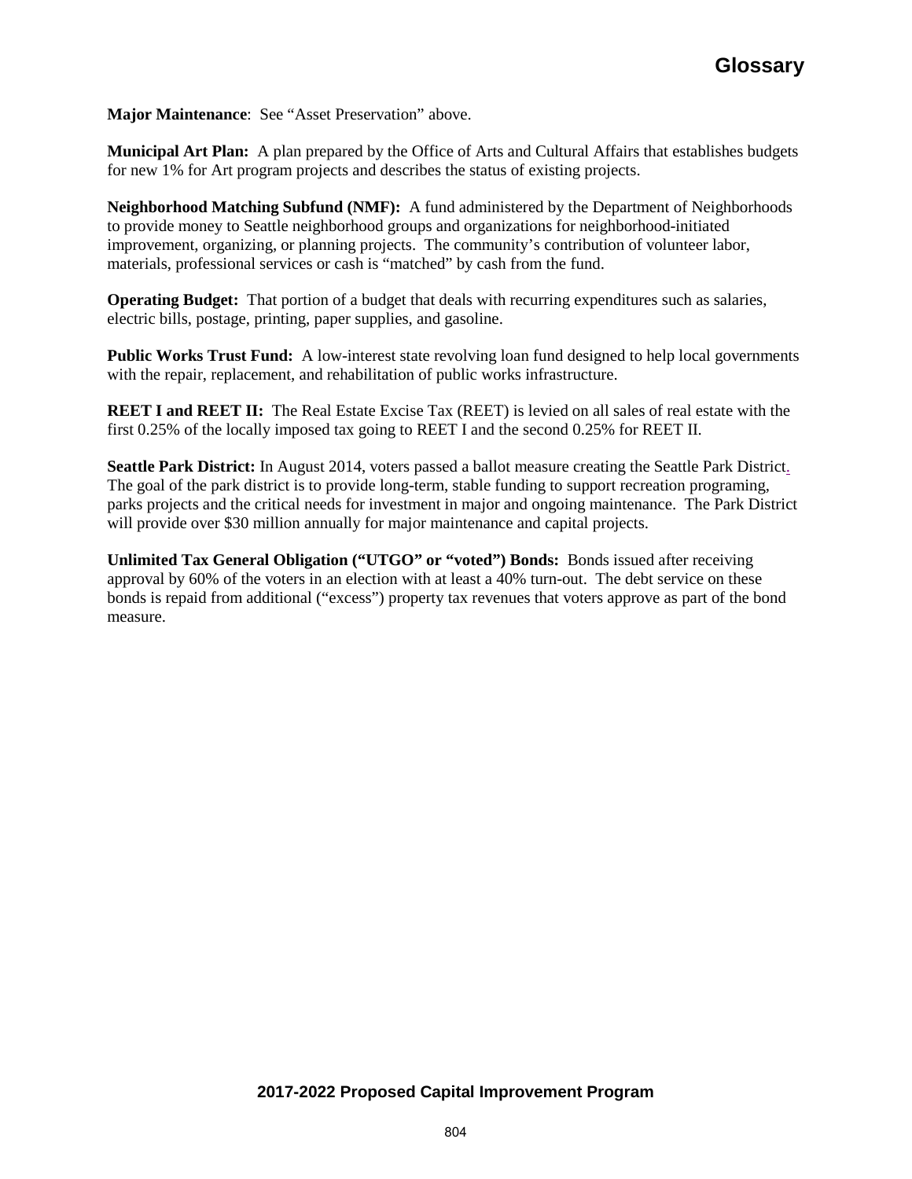**Major Maintenance**: See "Asset Preservation" above.

**Municipal Art Plan:** A plan prepared by the Office of Arts and Cultural Affairs that establishes budgets for new 1% for Art program projects and describes the status of existing projects.

**Neighborhood Matching Subfund (NMF):** A fund administered by the Department of Neighborhoods to provide money to Seattle neighborhood groups and organizations for neighborhood-initiated improvement, organizing, or planning projects. The community's contribution of volunteer labor, materials, professional services or cash is "matched" by cash from the fund.

**Operating Budget:** That portion of a budget that deals with recurring expenditures such as salaries, electric bills, postage, printing, paper supplies, and gasoline.

**Public Works Trust Fund:** A low-interest state revolving loan fund designed to help local governments with the repair, replacement, and rehabilitation of public works infrastructure.

**REET I and REET II:** The Real Estate Excise Tax (REET) is levied on all sales of real estate with the first 0.25% of the locally imposed tax going to REET I and the second 0.25% for REET II.

**Seattle Park District:** In August 2014, voters passed a ballot measure creating the Seattle Park District. The goal of the park district is to provide long-term, stable funding to support recreation programing, parks projects and the critical needs for investment in major and ongoing maintenance. The Park District will provide over $30 million annually for major maintenance and capital projects.

**Unlimited Tax General Obligation ("UTGO" or "voted") Bonds:** Bonds issued after receiving approval by 60% of the voters in an election with at least a 40% turn-out. The debt service on these bonds is repaid from additional ("excess") property tax revenues that voters approve as part of the bond measure.